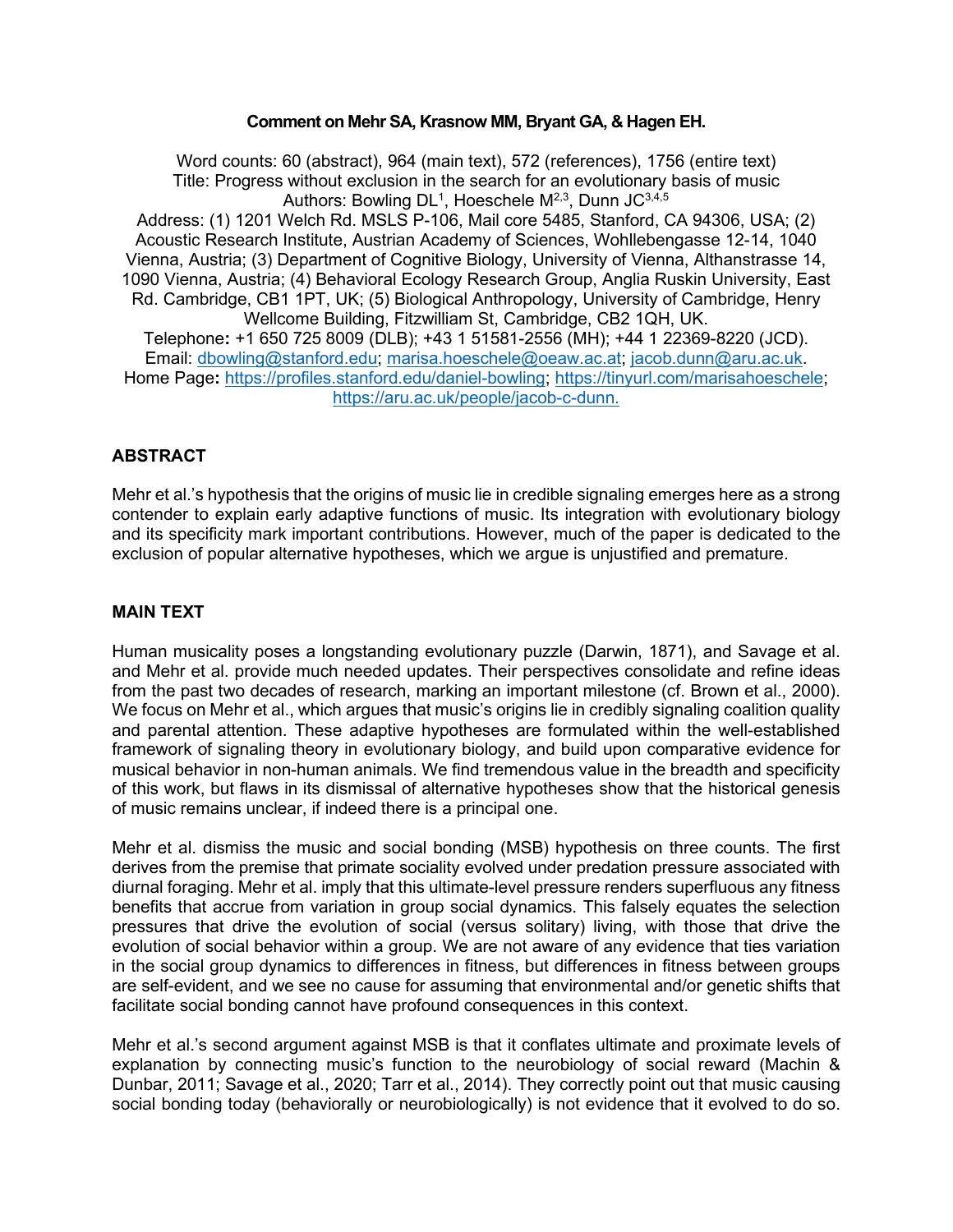**Comment on Mehr SA, Krasnow MM, Bryant GA, & Hagen EH.**

Word counts: 60 (abstract), 964 (main text), 572 (references), 1756 (entire text)
Title: Progress without exclusion in the search for an evolutionary basis of music
Authors: Bowling DL[1], Hoeschele M[2,3], Dunn JC[3,4,5]
Address: (1) 1201 Welch Rd. MSLS P-106, Mail core 5485, Stanford, CA 94306, USA; (2) Acoustic Research Institute, Austrian Academy of Sciences, Wohllebengasse 12-14, 1040 Vienna, Austria; (3) Department of Cognitive Biology, University of Vienna, Althanstrasse 14, 1090 Vienna, Austria; (4) Behavioral Ecology Research Group, Anglia Ruskin University, East Rd. Cambridge, CB1 1PT, UK; (5) Biological Anthropology, University of Cambridge, Henry Wellcome Building, Fitzwilliam St, Cambridge, CB2 1QH, UK.
Telephone**:** +1 650 725 8009 (DLB); +43 1 51581-2556 (MH); +44 1 22369-8220 (JCD).
Email: dbowling@stanford.edu; marisa.hoeschele@oeaw.ac.at; jacob.dunn@aru.ac.uk.
Home Page**:** https://profiles.stanford.edu/daniel-bowling; https://tinyurl.com/marisahoeschele; https://aru.ac.uk/people/jacob-c-dunn.

## ABSTRACT

Mehr et al.'s hypothesis that the origins of music lie in credible signaling emerges here as a strong contender to explain early adaptive functions of music. Its integration with evolutionary biology and its specificity mark important contributions. However, much of the paper is dedicated to the exclusion of popular alternative hypotheses, which we argue is unjustified and premature.

## MAIN TEXT

Human musicality poses a longstanding evolutionary puzzle (Darwin, 1871), and Savage et al. and Mehr et al. provide much needed updates. Their perspectives consolidate and refine ideas from the past two decades of research, marking an important milestone (cf. Brown et al., 2000). We focus on Mehr et al., which argues that music's origins lie in credibly signaling coalition quality and parental attention. These adaptive hypotheses are formulated within the well-established framework of signaling theory in evolutionary biology, and build upon comparative evidence for musical behavior in non-human animals. We find tremendous value in the breadth and specificity of this work, but flaws in its dismissal of alternative hypotheses show that the historical genesis of music remains unclear, if indeed there is a principal one.

Mehr et al. dismiss the music and social bonding (MSB) hypothesis on three counts. The first derives from the premise that primate sociality evolved under predation pressure associated with diurnal foraging. Mehr et al. imply that this ultimate-level pressure renders superfluous any fitness benefits that accrue from variation in group social dynamics. This falsely equates the selection pressures that drive the evolution of social (versus solitary) living, with those that drive the evolution of social behavior within a group. We are not aware of any evidence that ties variation in the social group dynamics to differences in fitness, but differences in fitness between groups are self-evident, and we see no cause for assuming that environmental and/or genetic shifts that facilitate social bonding cannot have profound consequences in this context.

Mehr et al.'s second argument against MSB is that it conflates ultimate and proximate levels of explanation by connecting music's function to the neurobiology of social reward (Machin & Dunbar, 2011; Savage et al., 2020; Tarr et al., 2014). They correctly point out that music causing social bonding today (behaviorally or neurobiologically) is not evidence that it evolved to do so.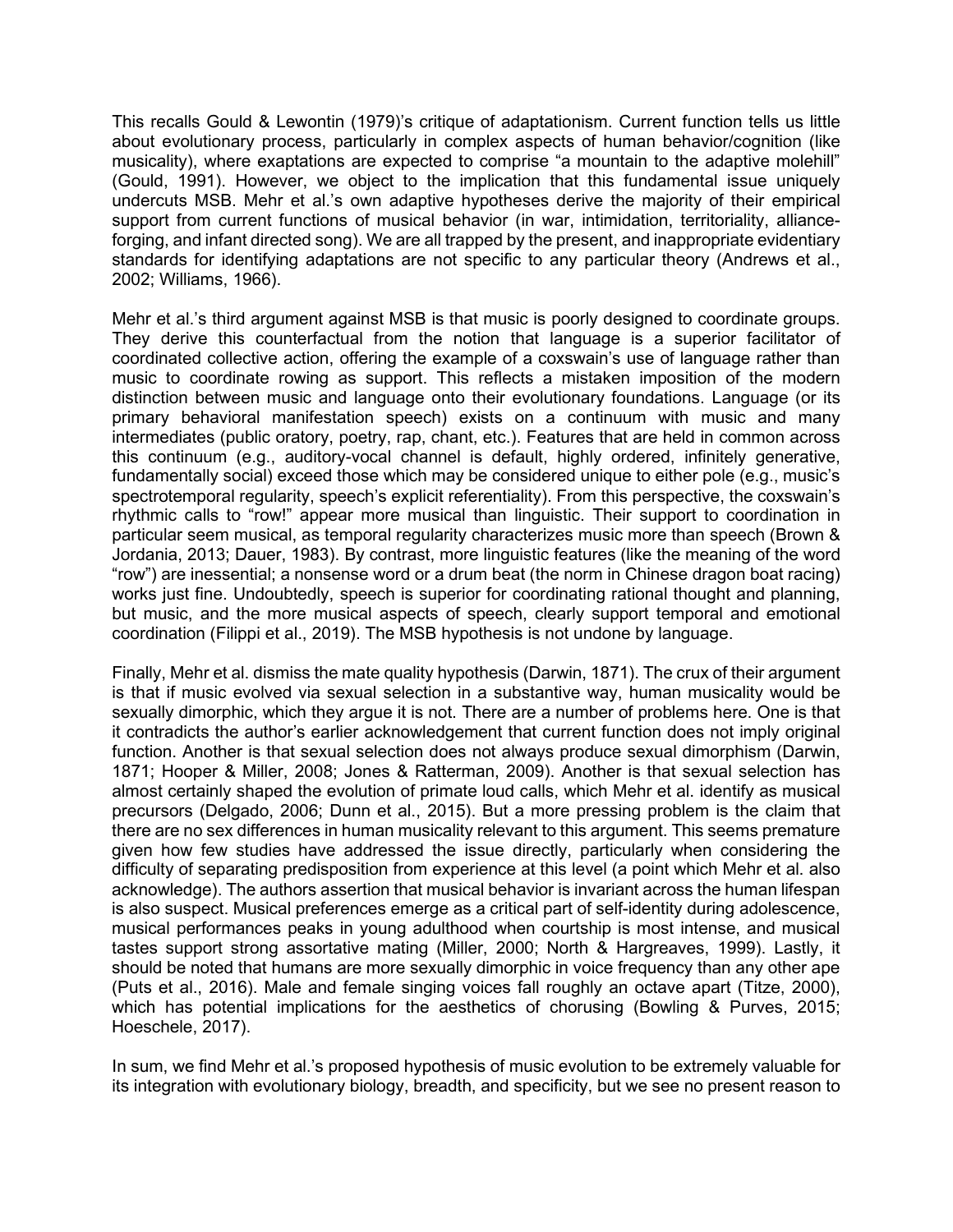This recalls Gould & Lewontin (1979)'s critique of adaptationism. Current function tells us little about evolutionary process, particularly in complex aspects of human behavior/cognition (like musicality), where exaptations are expected to comprise "a mountain to the adaptive molehill" (Gould, 1991). However, we object to the implication that this fundamental issue uniquely undercuts MSB. Mehr et al.'s own adaptive hypotheses derive the majority of their empirical support from current functions of musical behavior (in war, intimidation, territoriality, alliance-forging, and infant directed song). We are all trapped by the present, and inappropriate evidentiary standards for identifying adaptations are not specific to any particular theory (Andrews et al., 2002; Williams, 1966).

Mehr et al.'s third argument against MSB is that music is poorly designed to coordinate groups. They derive this counterfactual from the notion that language is a superior facilitator of coordinated collective action, offering the example of a coxswain's use of language rather than music to coordinate rowing as support. This reflects a mistaken imposition of the modern distinction between music and language onto their evolutionary foundations. Language (or its primary behavioral manifestation speech) exists on a continuum with music and many intermediates (public oratory, poetry, rap, chant, etc.). Features that are held in common across this continuum (e.g., auditory-vocal channel is default, highly ordered, infinitely generative, fundamentally social) exceed those which may be considered unique to either pole (e.g., music's spectrotemporal regularity, speech's explicit referentiality). From this perspective, the coxswain's rhythmic calls to "row!" appear more musical than linguistic. Their support to coordination in particular seem musical, as temporal regularity characterizes music more than speech (Brown & Jordania, 2013; Dauer, 1983). By contrast, more linguistic features (like the meaning of the word "row") are inessential; a nonsense word or a drum beat (the norm in Chinese dragon boat racing) works just fine. Undoubtedly, speech is superior for coordinating rational thought and planning, but music, and the more musical aspects of speech, clearly support temporal and emotional coordination (Filippi et al., 2019). The MSB hypothesis is not undone by language.

Finally, Mehr et al. dismiss the mate quality hypothesis (Darwin, 1871). The crux of their argument is that if music evolved via sexual selection in a substantive way, human musicality would be sexually dimorphic, which they argue it is not. There are a number of problems here. One is that it contradicts the author's earlier acknowledgement that current function does not imply original function. Another is that sexual selection does not always produce sexual dimorphism (Darwin, 1871; Hooper & Miller, 2008; Jones & Ratterman, 2009). Another is that sexual selection has almost certainly shaped the evolution of primate loud calls, which Mehr et al. identify as musical precursors (Delgado, 2006; Dunn et al., 2015). But a more pressing problem is the claim that there are no sex differences in human musicality relevant to this argument. This seems premature given how few studies have addressed the issue directly, particularly when considering the difficulty of separating predisposition from experience at this level (a point which Mehr et al. also acknowledge). The authors assertion that musical behavior is invariant across the human lifespan is also suspect. Musical preferences emerge as a critical part of self-identity during adolescence, musical performances peaks in young adulthood when courtship is most intense, and musical tastes support strong assortative mating (Miller, 2000; North & Hargreaves, 1999). Lastly, it should be noted that humans are more sexually dimorphic in voice frequency than any other ape (Puts et al., 2016). Male and female singing voices fall roughly an octave apart (Titze, 2000), which has potential implications for the aesthetics of chorusing (Bowling & Purves, 2015; Hoeschele, 2017).

In sum, we find Mehr et al.'s proposed hypothesis of music evolution to be extremely valuable for its integration with evolutionary biology, breadth, and specificity, but we see no present reason to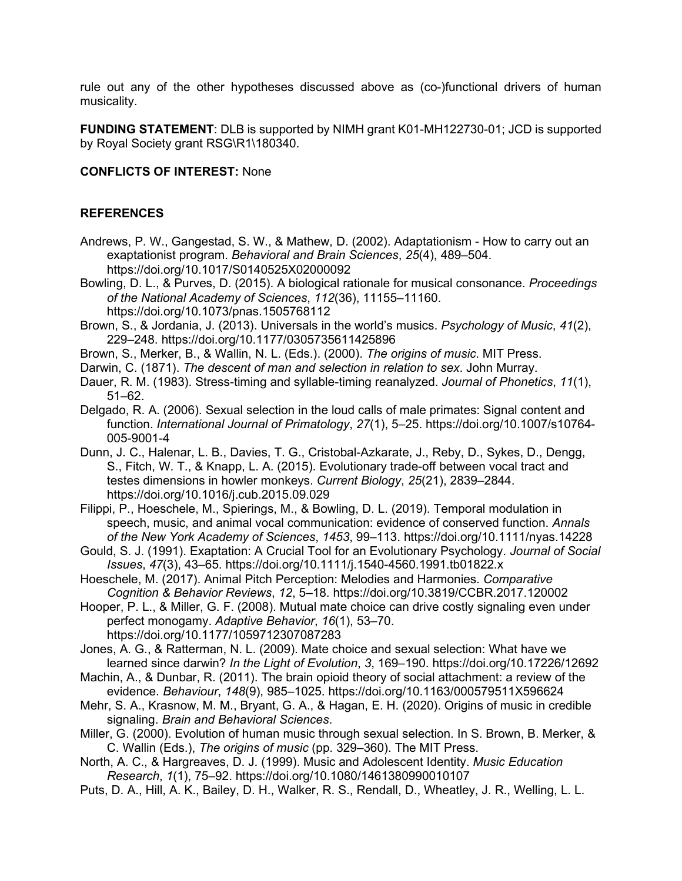rule out any of the other hypotheses discussed above as (co-)functional drivers of human musicality.

**FUNDING STATEMENT**: DLB is supported by NIMH grant K01-MH122730-01; JCD is supported by Royal Society grant RSG\R1\180340.

**CONFLICTS OF INTEREST:** None

## REFERENCES

Andrews, P. W., Gangestad, S. W., & Mathew, D. (2002). Adaptationism - How to carry out an exaptationist program. *Behavioral and Brain Sciences*, *25*(4), 489–504. https://doi.org/10.1017/S0140525X02000092

Bowling, D. L., & Purves, D. (2015). A biological rationale for musical consonance. *Proceedings of the National Academy of Sciences*, *112*(36), 11155–11160. https://doi.org/10.1073/pnas.1505768112

Brown, S., & Jordania, J. (2013). Universals in the world's musics. *Psychology of Music*, *41*(2), 229–248. https://doi.org/10.1177/0305735611425896

Brown, S., Merker, B., & Wallin, N. L. (Eds.). (2000). *The origins of music*. MIT Press.

Darwin, C. (1871). *The descent of man and selection in relation to sex*. John Murray.

Dauer, R. M. (1983). Stress-timing and syllable-timing reanalyzed. *Journal of Phonetics*, *11*(1), 51–62.

Delgado, R. A. (2006). Sexual selection in the loud calls of male primates: Signal content and function. *International Journal of Primatology*, *27*(1), 5–25. https://doi.org/10.1007/s10764-005-9001-4

Dunn, J. C., Halenar, L. B., Davies, T. G., Cristobal-Azkarate, J., Reby, D., Sykes, D., Dengg, S., Fitch, W. T., & Knapp, L. A. (2015). Evolutionary trade-off between vocal tract and testes dimensions in howler monkeys. *Current Biology*, *25*(21), 2839–2844. https://doi.org/10.1016/j.cub.2015.09.029

Filippi, P., Hoeschele, M., Spierings, M., & Bowling, D. L. (2019). Temporal modulation in speech, music, and animal vocal communication: evidence of conserved function. *Annals of the New York Academy of Sciences*, *1453*, 99–113. https://doi.org/10.1111/nyas.14228

Gould, S. J. (1991). Exaptation: A Crucial Tool for an Evolutionary Psychology. *Journal of Social Issues*, *47*(3), 43–65. https://doi.org/10.1111/j.1540-4560.1991.tb01822.x

Hoeschele, M. (2017). Animal Pitch Perception: Melodies and Harmonies. *Comparative Cognition & Behavior Reviews*, *12*, 5–18. https://doi.org/10.3819/CCBR.2017.120002

Hooper, P. L., & Miller, G. F. (2008). Mutual mate choice can drive costly signaling even under perfect monogamy. *Adaptive Behavior*, *16*(1), 53–70. https://doi.org/10.1177/1059712307087283

Jones, A. G., & Ratterman, N. L. (2009). Mate choice and sexual selection: What have we learned since darwin? *In the Light of Evolution*, *3*, 169–190. https://doi.org/10.17226/12692

Machin, A., & Dunbar, R. (2011). The brain opioid theory of social attachment: a review of the evidence. *Behaviour*, *148*(9), 985–1025. https://doi.org/10.1163/000579511X596624

Mehr, S. A., Krasnow, M. M., Bryant, G. A., & Hagan, E. H. (2020). Origins of music in credible signaling. *Brain and Behavioral Sciences*.

Miller, G. (2000). Evolution of human music through sexual selection. In S. Brown, B. Merker, & C. Wallin (Eds.), *The origins of music* (pp. 329–360). The MIT Press.

North, A. C., & Hargreaves, D. J. (1999). Music and Adolescent Identity. *Music Education Research*, *1*(1), 75–92. https://doi.org/10.1080/1461380990010107

Puts, D. A., Hill, A. K., Bailey, D. H., Walker, R. S., Rendall, D., Wheatley, J. R., Welling, L. L.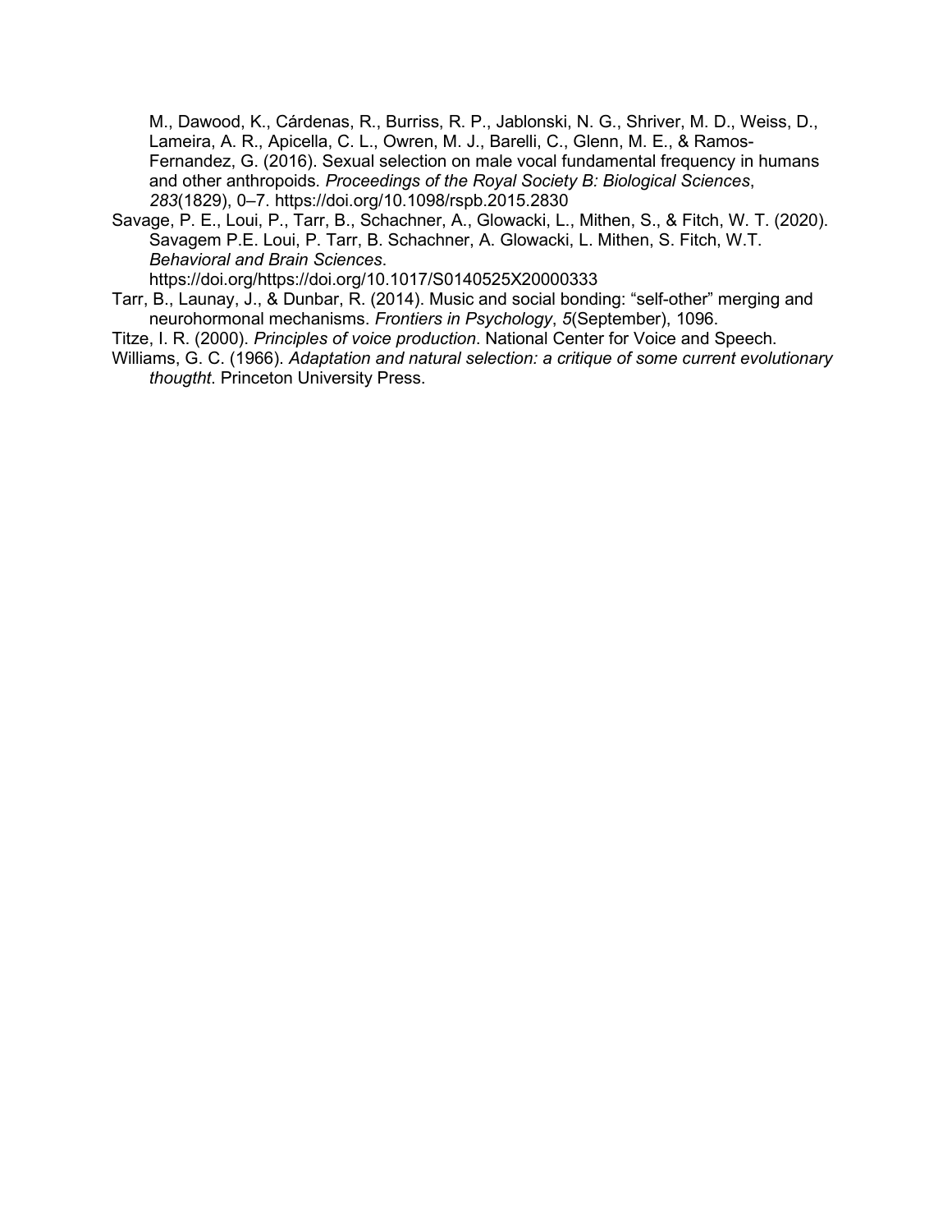M., Dawood, K., Cárdenas, R., Burriss, R. P., Jablonski, N. G., Shriver, M. D., Weiss, D., Lameira, A. R., Apicella, C. L., Owren, M. J., Barelli, C., Glenn, M. E., & Ramos-Fernandez, G. (2016). Sexual selection on male vocal fundamental frequency in humans and other anthropoids. *Proceedings of the Royal Society B: Biological Sciences*, *283*(1829), 0–7. https://doi.org/10.1098/rspb.2015.2830

Savage, P. E., Loui, P., Tarr, B., Schachner, A., Glowacki, L., Mithen, S., & Fitch, W. T. (2020). Savagem P.E. Loui, P. Tarr, B. Schachner, A. Glowacki, L. Mithen, S. Fitch, W.T. *Behavioral and Brain Sciences*. https://doi.org/https://doi.org/10.1017/S0140525X20000333

Tarr, B., Launay, J., & Dunbar, R. (2014). Music and social bonding: "self-other" merging and neurohormonal mechanisms. *Frontiers in Psychology*, *5*(September), 1096.

Titze, I. R. (2000). *Principles of voice production*. National Center for Voice and Speech.

Williams, G. C. (1966). *Adaptation and natural selection: a critique of some current evolutionary thougtht*. Princeton University Press.